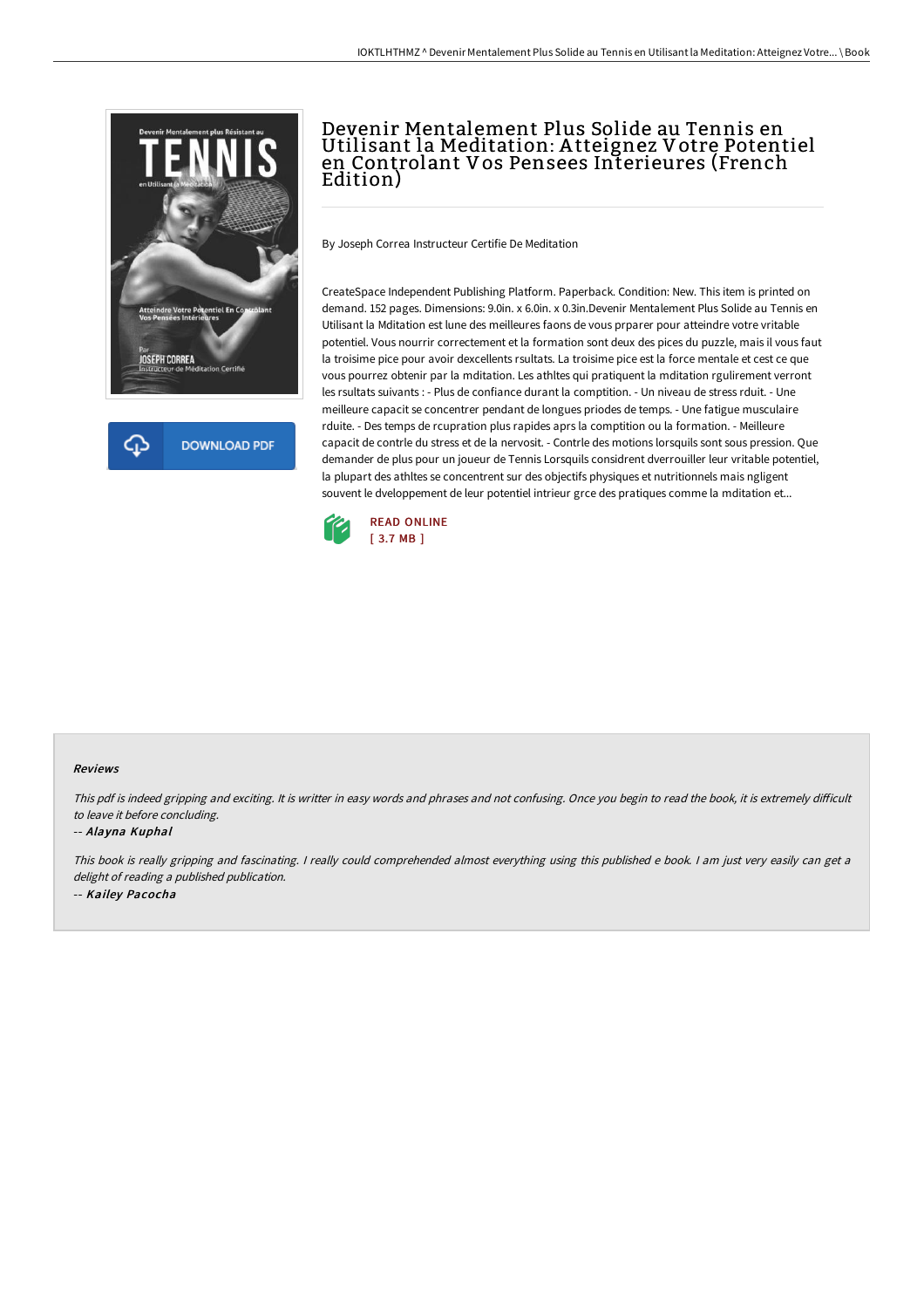# Devenir Mentalement Plus Solide au Tennis en Utilisant la Meditation: Atteignez Votre Potentiel en Controlant Vos Pensees Interieures (French Edition)

By Joseph Correa Instructeur Certifie De Meditation

CreateSpace Independent Publishing Platform. Paperback. Condition: New. This item is printed on demand. 152 pages. Dimensions: 9.0in. x 6.0in. x 0.3in.Devenir Mentalement Plus Solide au Tennis en Utilisant la Mditation est lune des meilleures faons de vous prparer pour atteindre votre vritable potentiel. Vous nourrir correctement et la formation sont deux des pices du puzzle, mais il vous faut la troisime pice pour avoir dexcellents rsultats. La troisime pice est la force mentale et cest ce que vous pourrez obtenir par la mditation. Les athltes qui pratiquent la mditation rgulirement verront les rsultats suivants : - Plus de confiance durant la comptition. - Un niveau de stress rduit. - Une meilleure capacit se concentrer pendant de longues priodes de temps. - Une fatigue musculaire rduite. - Des temps de rcupration plus rapides aprs la comptition ou la formation. - Meilleure capacit de contrle du stress et de la nervosit. - Contrle des motions lorsquils sont sous pression. Que demander de plus pour un joueur de Tennis Lorsquils considrent dverrouiller leur vritable potentiel, la plupart des athltes se concentrent sur des objectifs physiques et nutritionnels mais ngligent souvent le dveloppement de leur potentiel intrieur grce des pratiques comme la mditation et...

READ ONLINE
[ 3.7 MB ]

DOWNLOAD PDF

### Reviews

*This pdf is indeed gripping and exciting. It is writter in easy words and phrases and not confusing. Once you begin to read the book, it is extremely difficult to leave it before concluding.*

-- ***Alayna Kuphal***

*This book is really gripping and fascinating. I really could comprehended almost everything using this published e book. I am just very easily can get a delight of reading a published publication.*

-- ***Kailey Pacocha***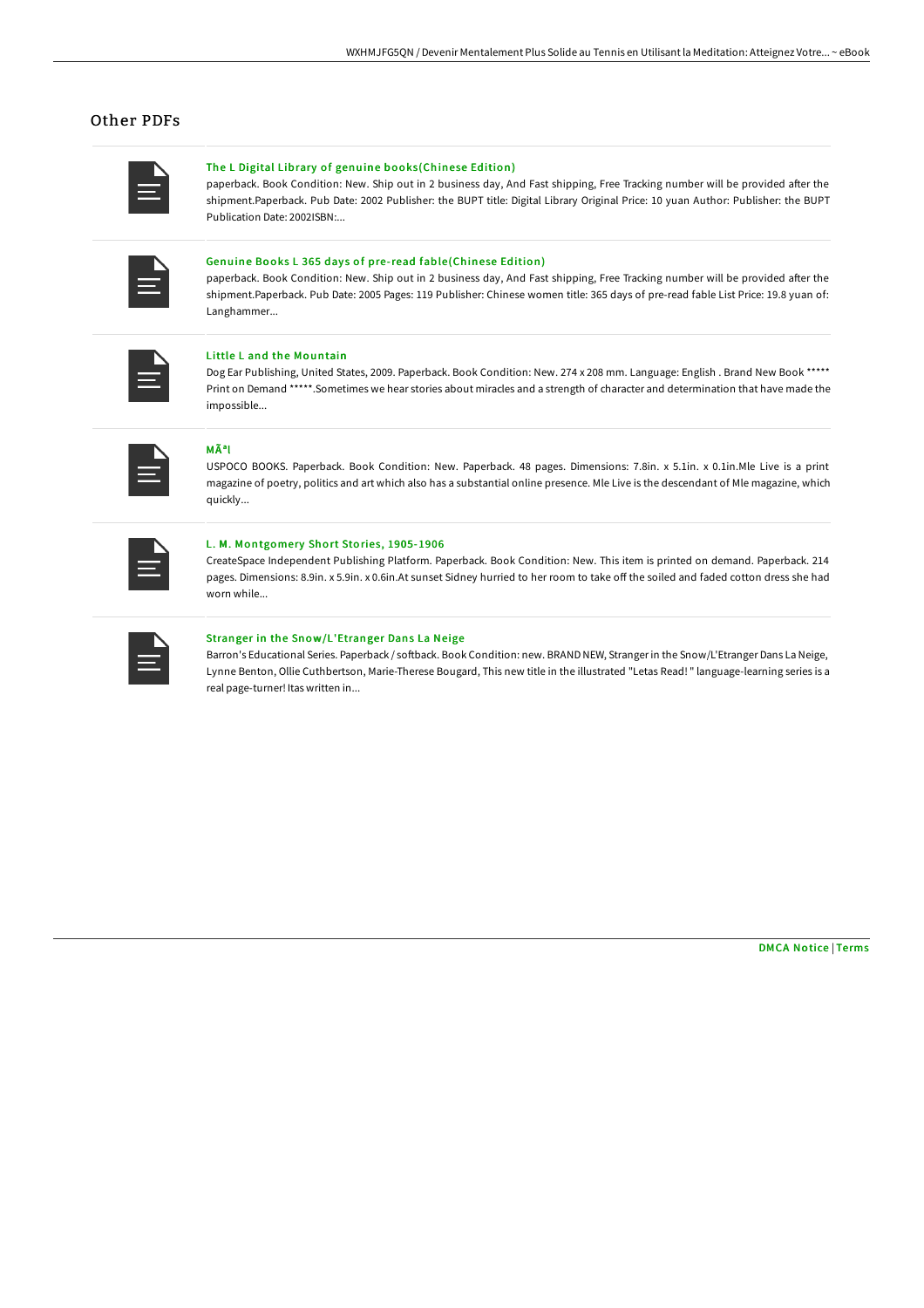## Other PDFs

### The L Digital Library of genuine books(Chinese Edition)

paperback. Book Condition: New. Ship out in 2 business day, And Fast shipping, Free Tracking number will be provided after the shipment.Paperback. Pub Date: 2002 Publisher: the BUPT title: Digital Library Original Price: 10 yuan Author: Publisher: the BUPT Publication Date: 2002ISBN:...

### Genuine Books L 365 days of pre-read fable(Chinese Edition)

paperback. Book Condition: New. Ship out in 2 business day, And Fast shipping, Free Tracking number will be provided after the shipment.Paperback. Pub Date: 2005 Pages: 119 Publisher: Chinese women title: 365 days of pre-read fable List Price: 19.8 yuan of: Langhammer...

### Little L and the Mountain

Dog Ear Publishing, United States, 2009. Paperback. Book Condition: New. 274 x 208 mm. Language: English . Brand New Book ***** Print on Demand *****.Sometimes we hear stories about miracles and a strength of character and determination that have made the impossible...

### MÃªl

USPOCO BOOKS. Paperback. Book Condition: New. Paperback. 48 pages. Dimensions: 7.8in. x 5.1in. x 0.1in.Mle Live is a print magazine of poetry, politics and art which also has a substantial online presence. Mle Live is the descendant of Mle magazine, which quickly...

### L. M. Montgomery Short Stories, 1905-1906

CreateSpace Independent Publishing Platform. Paperback. Book Condition: New. This item is printed on demand. Paperback. 214 pages. Dimensions: 8.9in. x 5.9in. x 0.6in.At sunset Sidney hurried to her room to take off the soiled and faded cotton dress she had worn while...

### Stranger in the Snow/L'Etranger Dans La Neige

Barron's Educational Series. Paperback / softback. Book Condition: new. BRAND NEW, Stranger in the Snow/L'Etranger Dans La Neige, Lynne Benton, Ollie Cuthbertson, Marie-Therese Bougard, This new title in the illustrated "Letas Read! " language-learning series is a real page-turner! Itas written in...